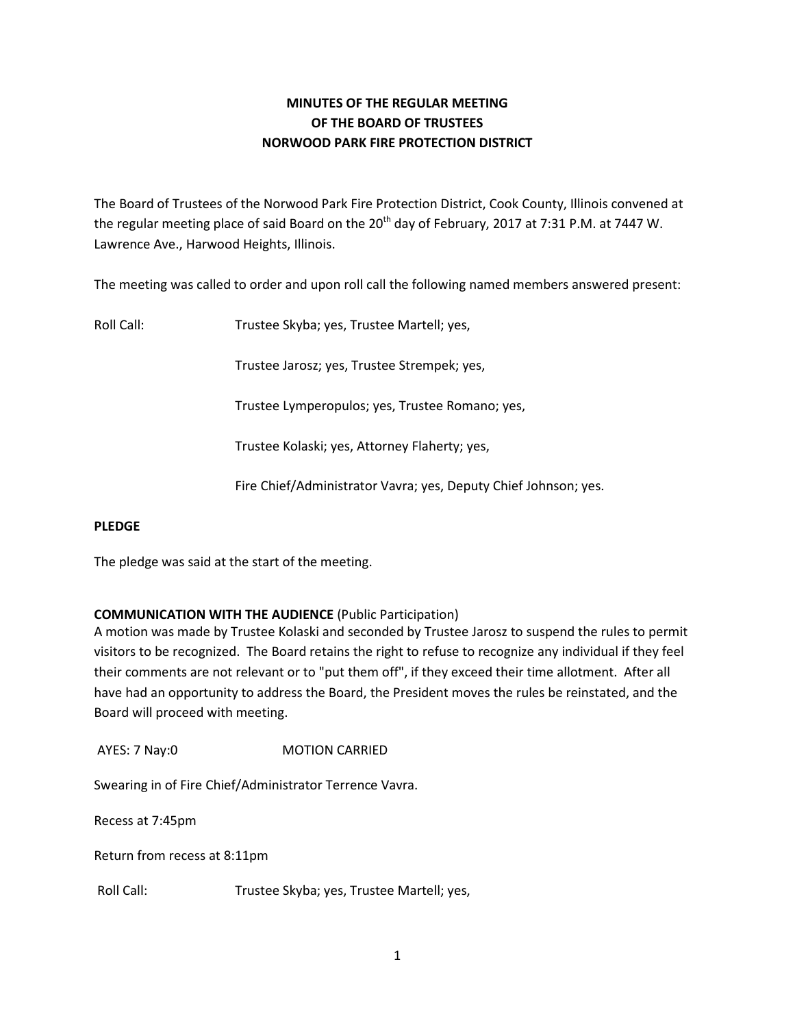# MINUTES OF THE REGULAR MEETING
# OF THE BOARD OF TRUSTEES
# NORWOOD PARK FIRE PROTECTION DISTRICT

The Board of Trustees of the Norwood Park Fire Protection District, Cook County, Illinois convened at the regular meeting place of said Board on the 20th day of February, 2017 at 7:31 P.M. at 7447 W. Lawrence Ave., Harwood Heights, Illinois.

The meeting was called to order and upon roll call the following named members answered present:

Roll Call: Trustee Skyba; yes, Trustee Martell; yes,

Trustee Jarosz; yes, Trustee Strempek; yes,

Trustee Lymperopulos; yes, Trustee Romano; yes,

Trustee Kolaski; yes, Attorney Flaherty; yes,

Fire Chief/Administrator Vavra; yes, Deputy Chief Johnson; yes.

**PLEDGE**

The pledge was said at the start of the meeting.

**COMMUNICATION WITH THE AUDIENCE** (Public Participation)

A motion was made by Trustee Kolaski and seconded by Trustee Jarosz to suspend the rules to permit visitors to be recognized. The Board retains the right to refuse to recognize any individual if they feel their comments are not relevant or to "put them off", if they exceed their time allotment. After all have had an opportunity to address the Board, the President moves the rules be reinstated, and the Board will proceed with meeting.

AYES: 7 Nay:0 MOTION CARRIED

Swearing in of Fire Chief/Administrator Terrence Vavra.

Recess at 7:45pm

Return from recess at 8:11pm

Roll Call: Trustee Skyba; yes, Trustee Martell; yes,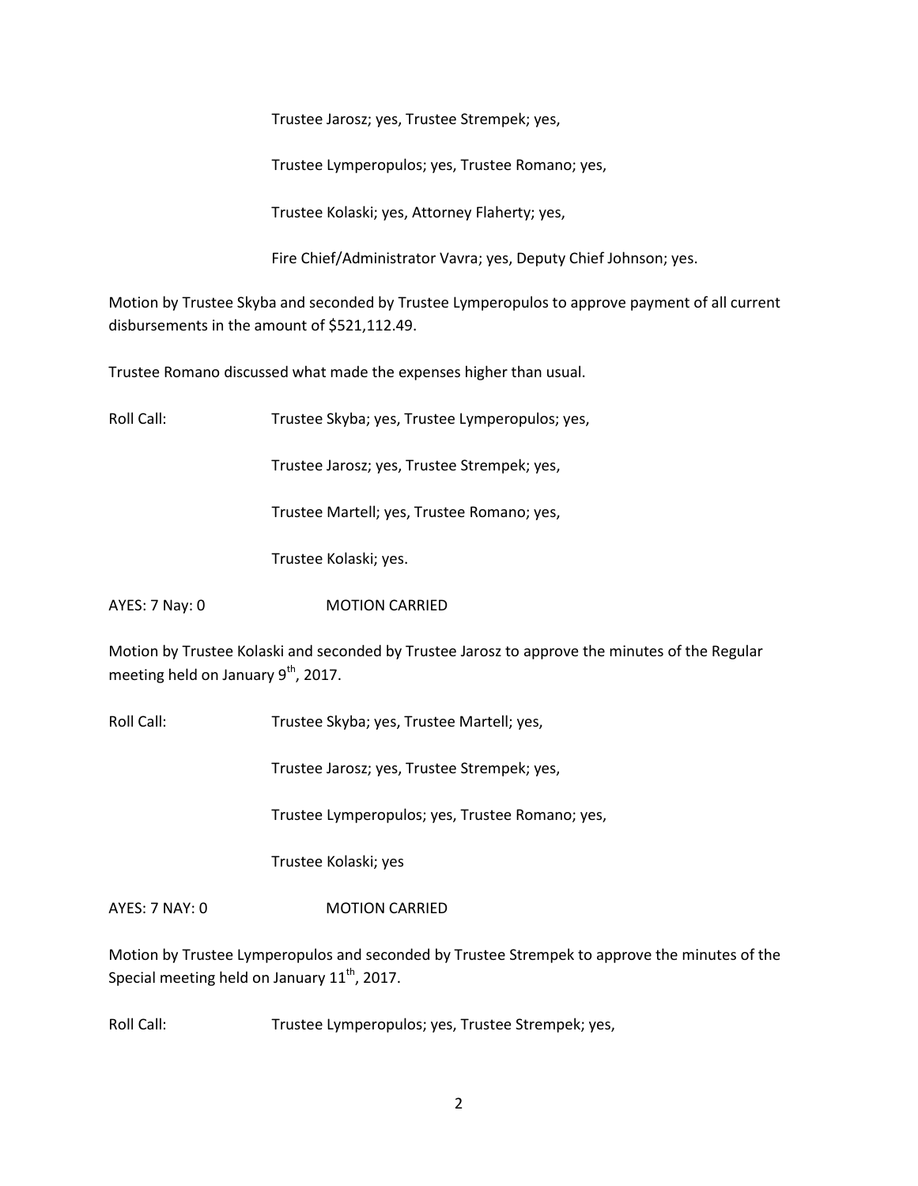Trustee Jarosz; yes, Trustee Strempek; yes,

Trustee Lymperopulos; yes, Trustee Romano; yes,

Trustee Kolaski; yes, Attorney Flaherty; yes,

Fire Chief/Administrator Vavra; yes, Deputy Chief Johnson; yes.

Motion by Trustee Skyba and seconded by Trustee Lymperopulos to approve payment of all current disbursements in the amount of $521,112.49.

Trustee Romano discussed what made the expenses higher than usual.

Roll Call: Trustee Skyba; yes, Trustee Lymperopulos; yes,

Trustee Jarosz; yes, Trustee Strempek; yes,

Trustee Martell; yes, Trustee Romano; yes,

Trustee Kolaski; yes.

AYES: 7 Nay: 0 MOTION CARRIED

Motion by Trustee Kolaski and seconded by Trustee Jarosz to approve the minutes of the Regular meeting held on January 9th, 2017.

Roll Call: Trustee Skyba; yes, Trustee Martell; yes,

Trustee Jarosz; yes, Trustee Strempek; yes,

Trustee Lymperopulos; yes, Trustee Romano; yes,

Trustee Kolaski; yes

AYES: 7 NAY: 0 MOTION CARRIED

Motion by Trustee Lymperopulos and seconded by Trustee Strempek to approve the minutes of the Special meeting held on January 11th, 2017.

Roll Call: Trustee Lymperopulos; yes, Trustee Strempek; yes,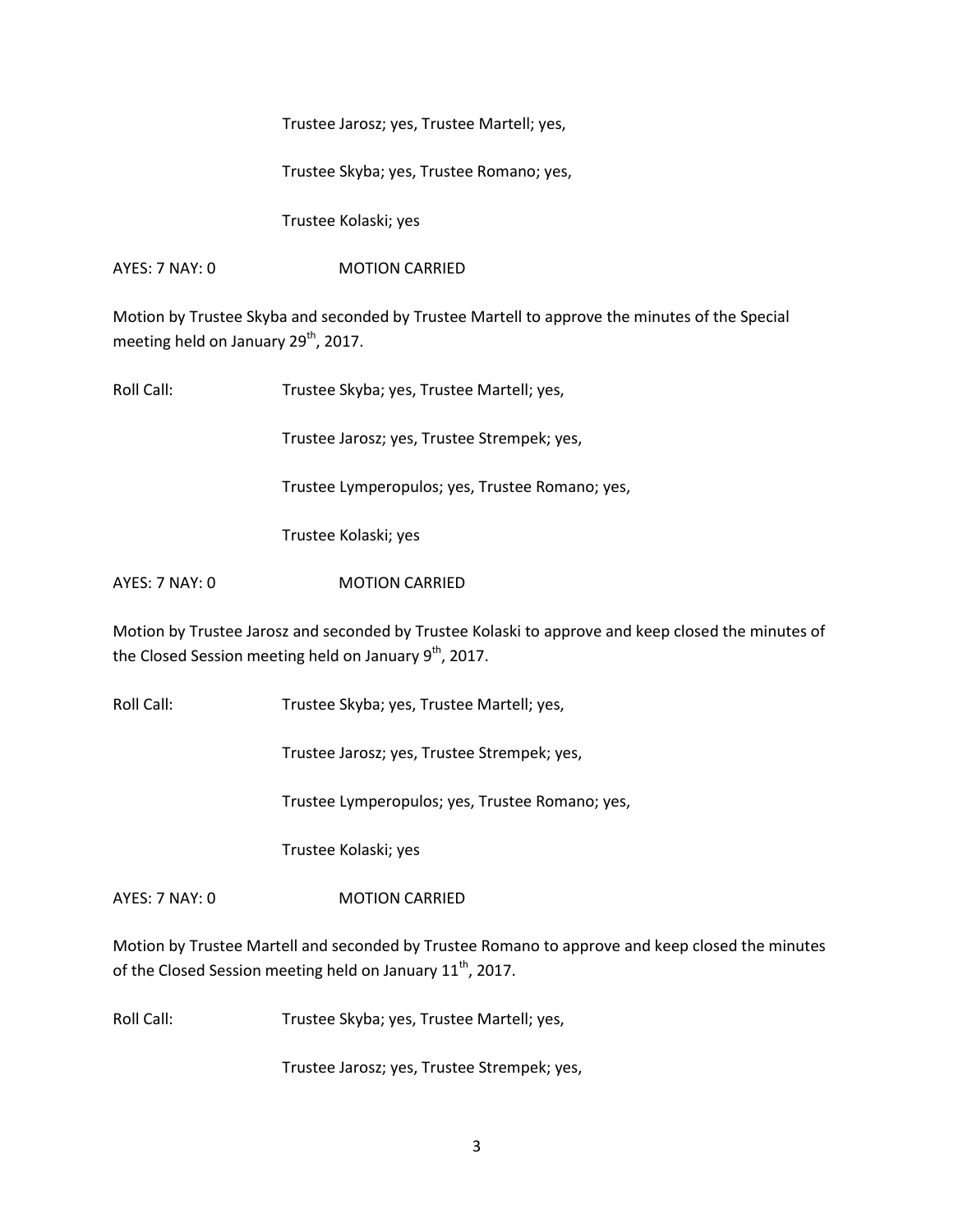Trustee Jarosz; yes, Trustee Martell; yes,

Trustee Skyba; yes, Trustee Romano; yes,

Trustee Kolaski; yes

AYES: 7 NAY: 0 MOTION CARRIED

Motion by Trustee Skyba and seconded by Trustee Martell to approve the minutes of the Special meeting held on January 29th, 2017.

Roll Call: Trustee Skyba; yes, Trustee Martell; yes,

Trustee Jarosz; yes, Trustee Strempek; yes,

Trustee Lymperopulos; yes, Trustee Romano; yes,

Trustee Kolaski; yes

AYES: 7 NAY: 0 MOTION CARRIED

Motion by Trustee Jarosz and seconded by Trustee Kolaski to approve and keep closed the minutes of the Closed Session meeting held on January 9th, 2017.

Roll Call: Trustee Skyba; yes, Trustee Martell; yes,

Trustee Jarosz; yes, Trustee Strempek; yes,

Trustee Lymperopulos; yes, Trustee Romano; yes,

Trustee Kolaski; yes

AYES: 7 NAY: 0 MOTION CARRIED

Motion by Trustee Martell and seconded by Trustee Romano to approve and keep closed the minutes of the Closed Session meeting held on January 11th, 2017.

Roll Call: Trustee Skyba; yes, Trustee Martell; yes,

Trustee Jarosz; yes, Trustee Strempek; yes,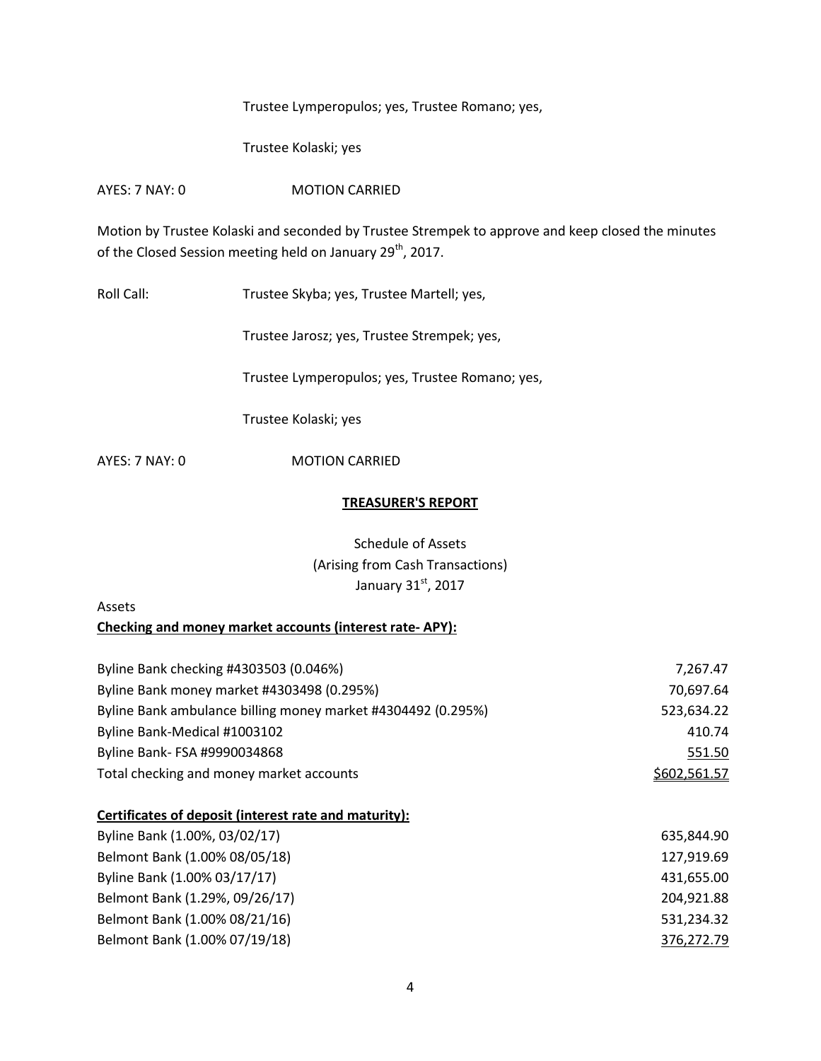Trustee Lymperopulos; yes, Trustee Romano; yes,

Trustee Kolaski; yes

AYES: 7 NAY: 0 MOTION CARRIED

Motion by Trustee Kolaski and seconded by Trustee Strempek to approve and keep closed the minutes of the Closed Session meeting held on January 29th, 2017.

Roll Call: Trustee Skyba; yes, Trustee Martell; yes,

Trustee Jarosz; yes, Trustee Strempek; yes,

Trustee Lymperopulos; yes, Trustee Romano; yes,

Trustee Kolaski; yes

AYES: 7 NAY: 0 MOTION CARRIED

## TREASURER'S REPORT

Schedule of Assets
(Arising from Cash Transactions)
January 31st, 2017

Assets

**Checking and money market accounts (interest rate- APY):**

| | |
|---|---:|
| Byline Bank checking #4303503 (0.046%) | 7,267.47 |
| Byline Bank money market #4303498 (0.295%) | 70,697.64 |
| Byline Bank ambulance billing money market #4304492 (0.295%) | 523,634.22 |
| Byline Bank-Medical #1003102 | 410.74 |
| Byline Bank- FSA #9990034868 | 551.50 |
| Total checking and money market accounts | $602,561.57 |

**Certificates of deposit (interest rate and maturity):**

| | |
|---|---:|
| Byline Bank (1.00%, 03/02/17) | 635,844.90 |
| Belmont Bank (1.00% 08/05/18) | 127,919.69 |
| Byline Bank (1.00% 03/17/17) | 431,655.00 |
| Belmont Bank (1.29%, 09/26/17) | 204,921.88 |
| Belmont Bank (1.00% 08/21/16) | 531,234.32 |
| Belmont Bank (1.00% 07/19/18) | 376,272.79 |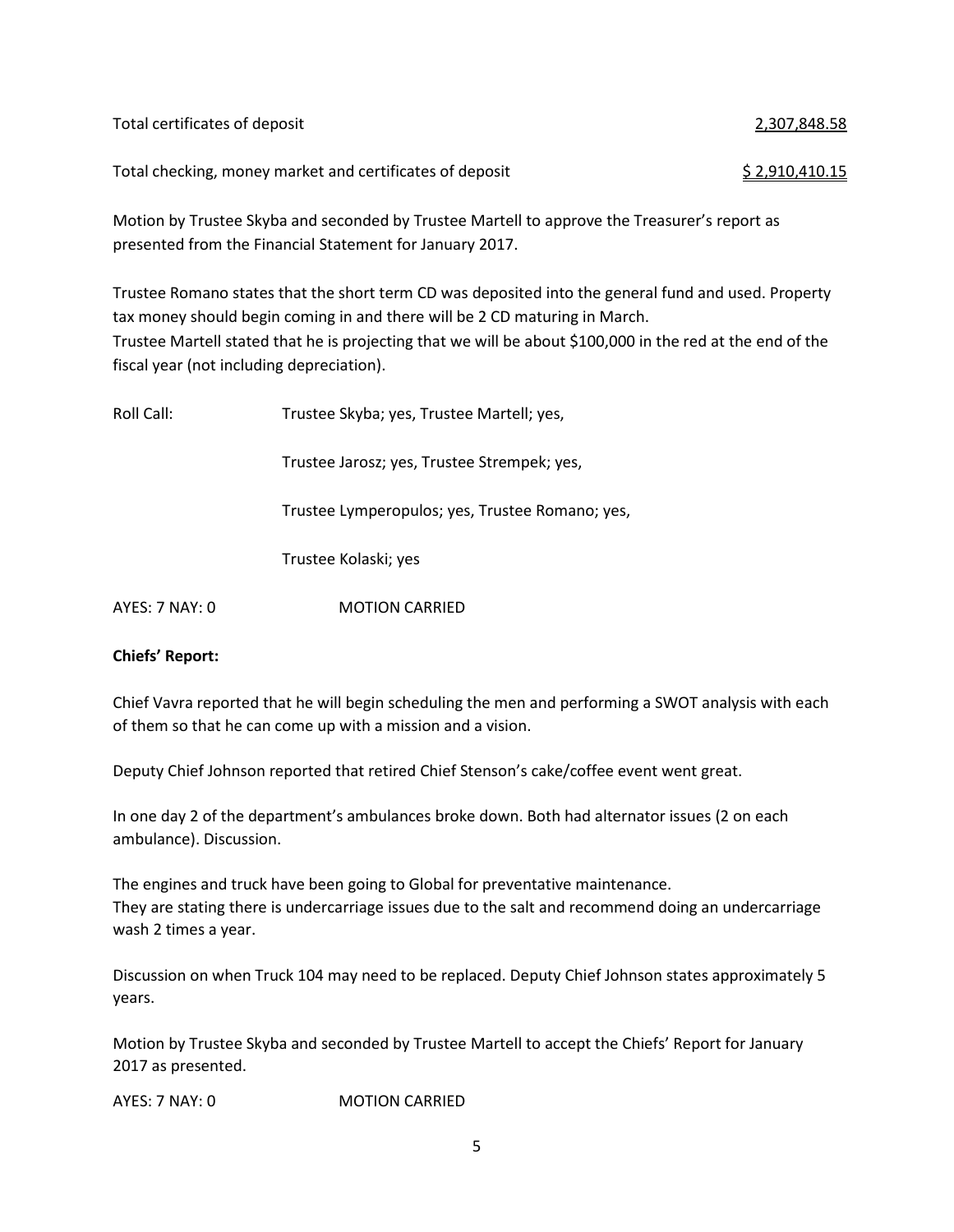| | |
|---|---|
| Total certificates of deposit | 2,307,848.58 |
| Total checking, money market and certificates of deposit | $ 2,910,410.15 |

Motion by Trustee Skyba and seconded by Trustee Martell to approve the Treasurer's report as presented from the Financial Statement for January 2017.

Trustee Romano states that the short term CD was deposited into the general fund and used. Property tax money should begin coming in and there will be 2 CD maturing in March.
Trustee Martell stated that he is projecting that we will be about $100,000 in the red at the end of the fiscal year (not including depreciation).

Roll Call: Trustee Skyba; yes, Trustee Martell; yes,

Trustee Jarosz; yes, Trustee Strempek; yes,

Trustee Lymperopulos; yes, Trustee Romano; yes,

Trustee Kolaski; yes

AYES: 7 NAY: 0 MOTION CARRIED

**Chiefs' Report:**

Chief Vavra reported that he will begin scheduling the men and performing a SWOT analysis with each of them so that he can come up with a mission and a vision.

Deputy Chief Johnson reported that retired Chief Stenson's cake/coffee event went great.

In one day 2 of the department's ambulances broke down. Both had alternator issues (2 on each ambulance). Discussion.

The engines and truck have been going to Global for preventative maintenance.
They are stating there is undercarriage issues due to the salt and recommend doing an undercarriage wash 2 times a year.

Discussion on when Truck 104 may need to be replaced. Deputy Chief Johnson states approximately 5 years.

Motion by Trustee Skyba and seconded by Trustee Martell to accept the Chiefs' Report for January 2017 as presented.

AYES: 7 NAY: 0 MOTION CARRIED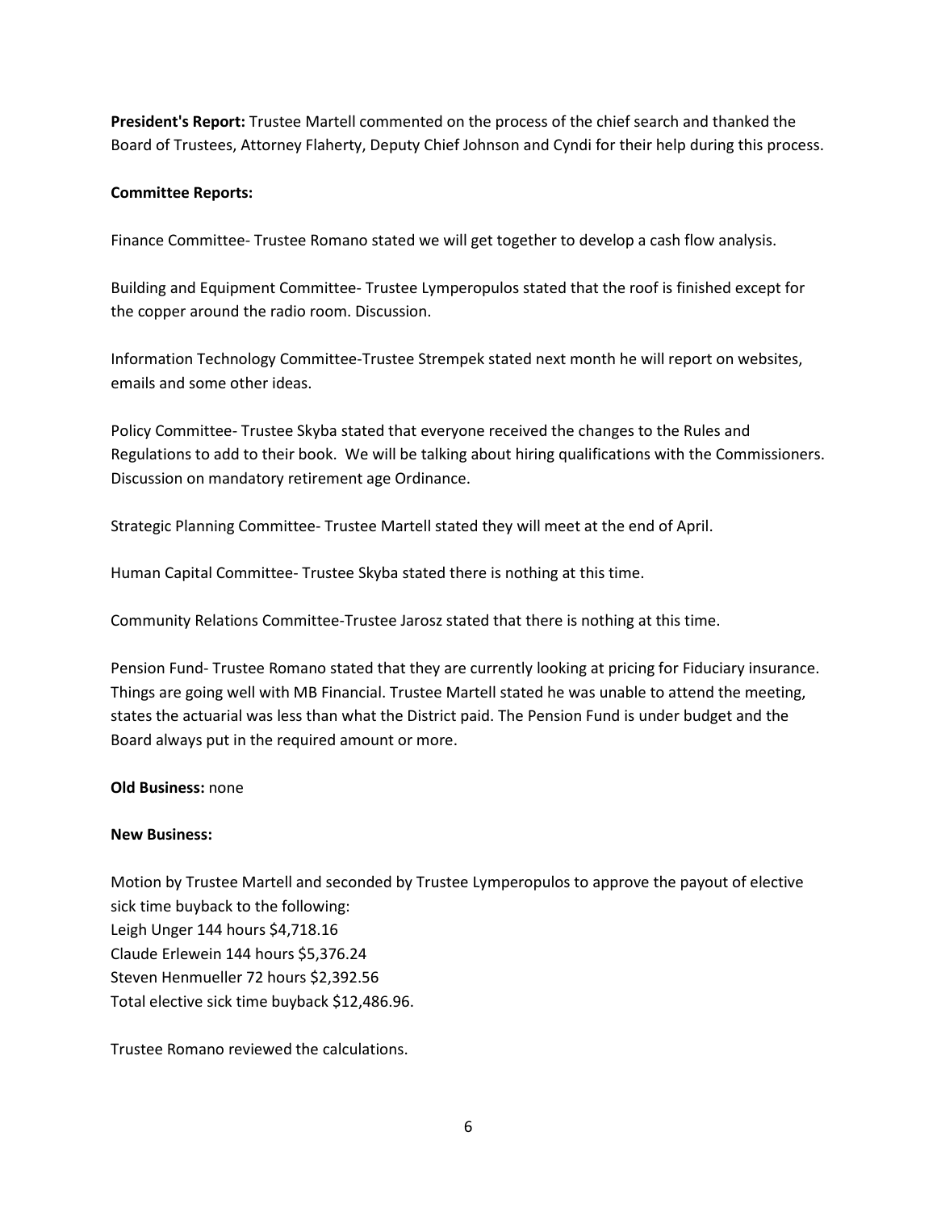**President's Report:** Trustee Martell commented on the process of the chief search and thanked the Board of Trustees, Attorney Flaherty, Deputy Chief Johnson and Cyndi for their help during this process.

**Committee Reports:**

Finance Committee- Trustee Romano stated we will get together to develop a cash flow analysis.

Building and Equipment Committee- Trustee Lymperopulos stated that the roof is finished except for the copper around the radio room. Discussion.

Information Technology Committee-Trustee Strempek stated next month he will report on websites, emails and some other ideas.

Policy Committee- Trustee Skyba stated that everyone received the changes to the Rules and Regulations to add to their book. We will be talking about hiring qualifications with the Commissioners. Discussion on mandatory retirement age Ordinance.

Strategic Planning Committee- Trustee Martell stated they will meet at the end of April.

Human Capital Committee- Trustee Skyba stated there is nothing at this time.

Community Relations Committee-Trustee Jarosz stated that there is nothing at this time.

Pension Fund- Trustee Romano stated that they are currently looking at pricing for Fiduciary insurance. Things are going well with MB Financial. Trustee Martell stated he was unable to attend the meeting, states the actuarial was less than what the District paid. The Pension Fund is under budget and the Board always put in the required amount or more.

**Old Business:** none

**New Business:**

Motion by Trustee Martell and seconded by Trustee Lymperopulos to approve the payout of elective sick time buyback to the following:
Leigh Unger 144 hours $4,718.16
Claude Erlewein 144 hours $5,376.24
Steven Henmueller 72 hours $2,392.56
Total elective sick time buyback $12,486.96.

Trustee Romano reviewed the calculations.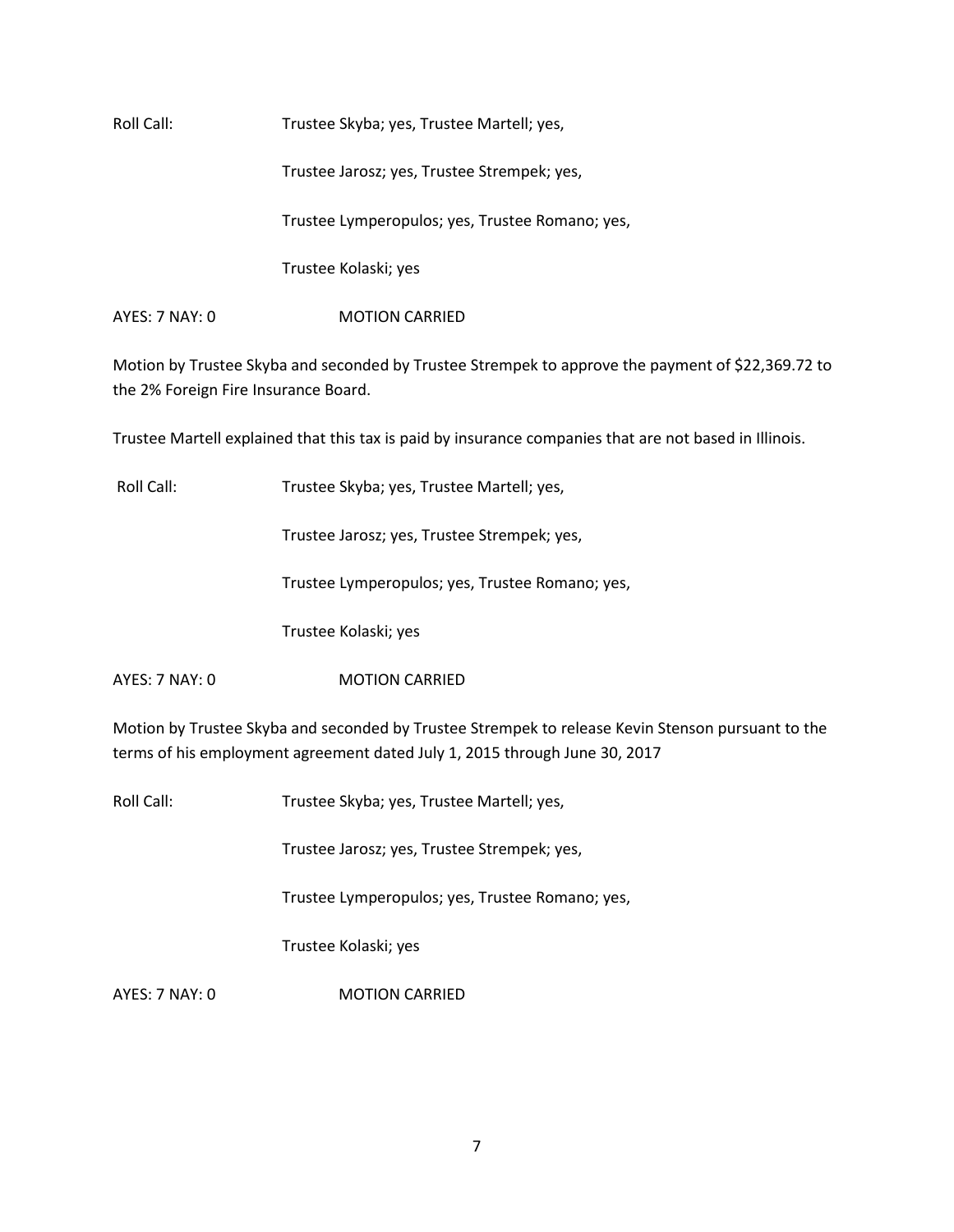Roll Call: Trustee Skyba; yes, Trustee Martell; yes,

Trustee Jarosz; yes, Trustee Strempek; yes,

Trustee Lymperopulos; yes, Trustee Romano; yes,

Trustee Kolaski; yes

AYES: 7 NAY: 0 MOTION CARRIED

Motion by Trustee Skyba and seconded by Trustee Strempek to approve the payment of $22,369.72 to the 2% Foreign Fire Insurance Board.

Trustee Martell explained that this tax is paid by insurance companies that are not based in Illinois.

Roll Call: Trustee Skyba; yes, Trustee Martell; yes,

Trustee Jarosz; yes, Trustee Strempek; yes,

Trustee Lymperopulos; yes, Trustee Romano; yes,

Trustee Kolaski; yes

AYES: 7 NAY: 0 MOTION CARRIED

Motion by Trustee Skyba and seconded by Trustee Strempek to release Kevin Stenson pursuant to the terms of his employment agreement dated July 1, 2015 through June 30, 2017

Roll Call: Trustee Skyba; yes, Trustee Martell; yes,

Trustee Jarosz; yes, Trustee Strempek; yes,

Trustee Lymperopulos; yes, Trustee Romano; yes,

Trustee Kolaski; yes

AYES: 7 NAY: 0 MOTION CARRIED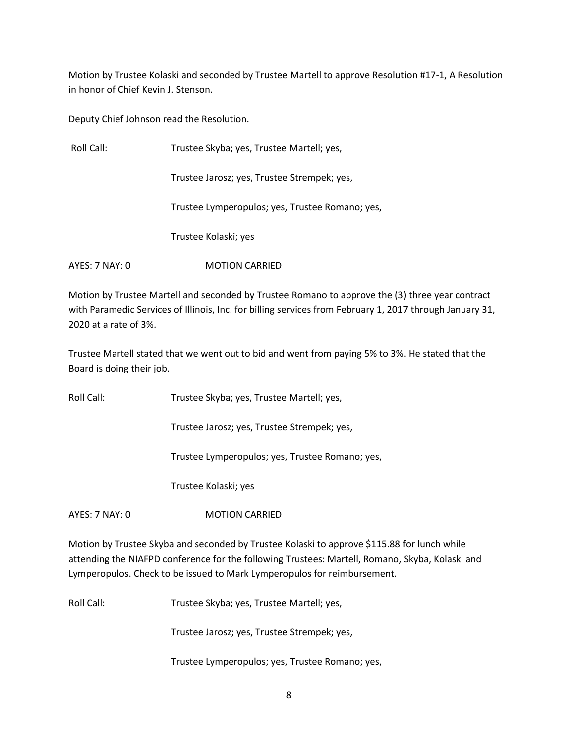Motion by Trustee Kolaski and seconded by Trustee Martell to approve Resolution #17-1, A Resolution in honor of Chief Kevin J. Stenson.

Deputy Chief Johnson read the Resolution.

Roll Call: Trustee Skyba; yes, Trustee Martell; yes,

Trustee Jarosz; yes, Trustee Strempek; yes,

Trustee Lymperopulos; yes, Trustee Romano; yes,

Trustee Kolaski; yes

AYES: 7 NAY: 0 MOTION CARRIED

Motion by Trustee Martell and seconded by Trustee Romano to approve the (3) three year contract with Paramedic Services of Illinois, Inc. for billing services from February 1, 2017 through January 31, 2020 at a rate of 3%.

Trustee Martell stated that we went out to bid and went from paying 5% to 3%. He stated that the Board is doing their job.

Roll Call: Trustee Skyba; yes, Trustee Martell; yes,

Trustee Jarosz; yes, Trustee Strempek; yes,

Trustee Lymperopulos; yes, Trustee Romano; yes,

Trustee Kolaski; yes

AYES: 7 NAY: 0 MOTION CARRIED

Motion by Trustee Skyba and seconded by Trustee Kolaski to approve $115.88 for lunch while attending the NIAFPD conference for the following Trustees: Martell, Romano, Skyba, Kolaski and Lymperopulos. Check to be issued to Mark Lymperopulos for reimbursement.

Roll Call: Trustee Skyba; yes, Trustee Martell; yes,

Trustee Jarosz; yes, Trustee Strempek; yes,

Trustee Lymperopulos; yes, Trustee Romano; yes,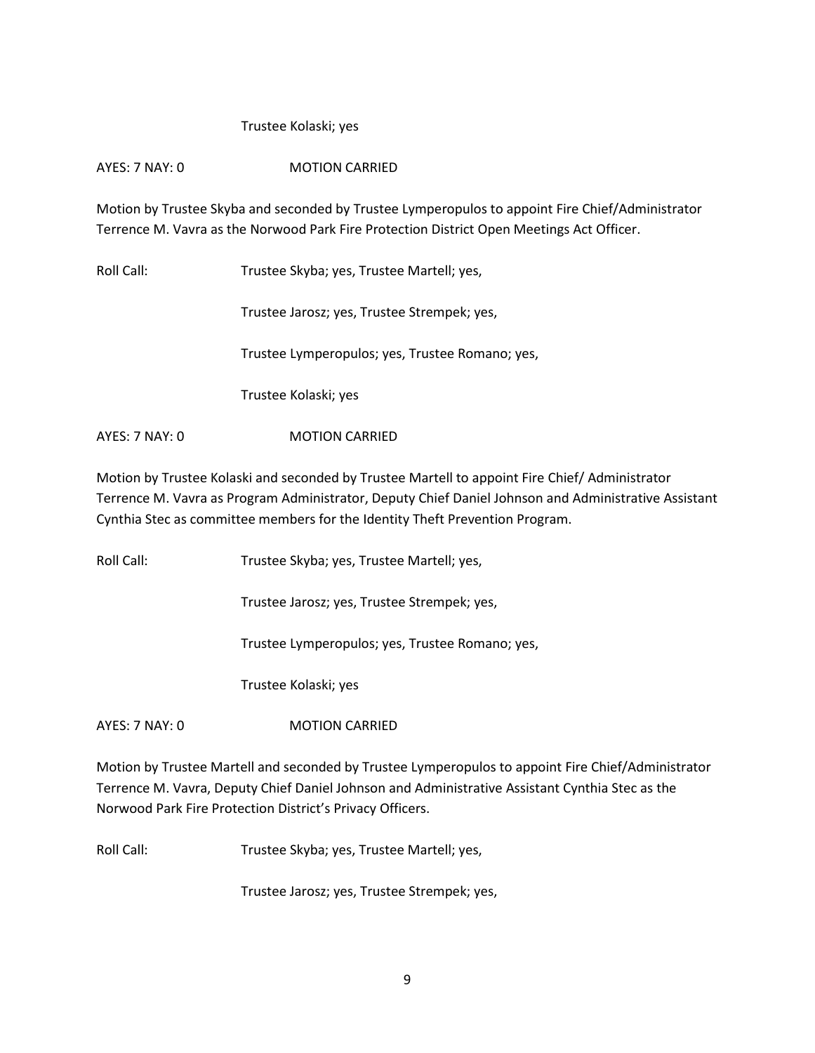Trustee Kolaski; yes

AYES: 7 NAY: 0 MOTION CARRIED

Motion by Trustee Skyba and seconded by Trustee Lymperopulos to appoint Fire Chief/Administrator Terrence M. Vavra as the Norwood Park Fire Protection District Open Meetings Act Officer.

Roll Call: Trustee Skyba; yes, Trustee Martell; yes,

Trustee Jarosz; yes, Trustee Strempek; yes,

Trustee Lymperopulos; yes, Trustee Romano; yes,

Trustee Kolaski; yes

AYES: 7 NAY: 0 MOTION CARRIED

Motion by Trustee Kolaski and seconded by Trustee Martell to appoint Fire Chief/ Administrator Terrence M. Vavra as Program Administrator, Deputy Chief Daniel Johnson and Administrative Assistant Cynthia Stec as committee members for the Identity Theft Prevention Program.

Roll Call: Trustee Skyba; yes, Trustee Martell; yes,

Trustee Jarosz; yes, Trustee Strempek; yes,

Trustee Lymperopulos; yes, Trustee Romano; yes,

Trustee Kolaski; yes

AYES: 7 NAY: 0 MOTION CARRIED

Motion by Trustee Martell and seconded by Trustee Lymperopulos to appoint Fire Chief/Administrator Terrence M. Vavra, Deputy Chief Daniel Johnson and Administrative Assistant Cynthia Stec as the Norwood Park Fire Protection District's Privacy Officers.

Roll Call: Trustee Skyba; yes, Trustee Martell; yes,

Trustee Jarosz; yes, Trustee Strempek; yes,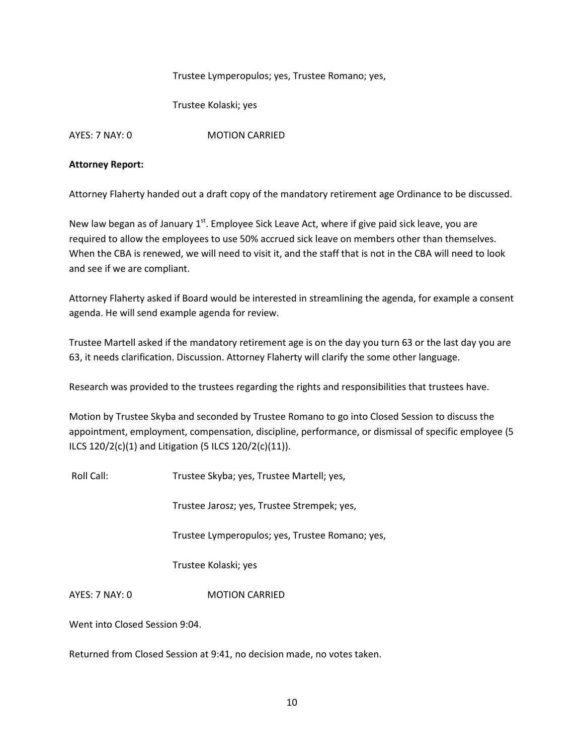Trustee Lymperopulos; yes, Trustee Romano; yes,

Trustee Kolaski; yes

AYES: 7 NAY: 0 MOTION CARRIED

**Attorney Report:**

Attorney Flaherty handed out a draft copy of the mandatory retirement age Ordinance to be discussed.

New law began as of January 1st. Employee Sick Leave Act, where if give paid sick leave, you are required to allow the employees to use 50% accrued sick leave on members other than themselves. When the CBA is renewed, we will need to visit it, and the staff that is not in the CBA will need to look and see if we are compliant.

Attorney Flaherty asked if Board would be interested in streamlining the agenda, for example a consent agenda. He will send example agenda for review.

Trustee Martell asked if the mandatory retirement age is on the day you turn 63 or the last day you are 63, it needs clarification. Discussion. Attorney Flaherty will clarify the some other language.

Research was provided to the trustees regarding the rights and responsibilities that trustees have.

Motion by Trustee Skyba and seconded by Trustee Romano to go into Closed Session to discuss the appointment, employment, compensation, discipline, performance, or dismissal of specific employee (5 ILCS 120/2(c)(1) and Litigation (5 ILCS 120/2(c)(11)).

Roll Call: Trustee Skyba; yes, Trustee Martell; yes,

Trustee Jarosz; yes, Trustee Strempek; yes,

Trustee Lymperopulos; yes, Trustee Romano; yes,

Trustee Kolaski; yes

AYES: 7 NAY: 0 MOTION CARRIED

Went into Closed Session 9:04.

Returned from Closed Session at 9:41, no decision made, no votes taken.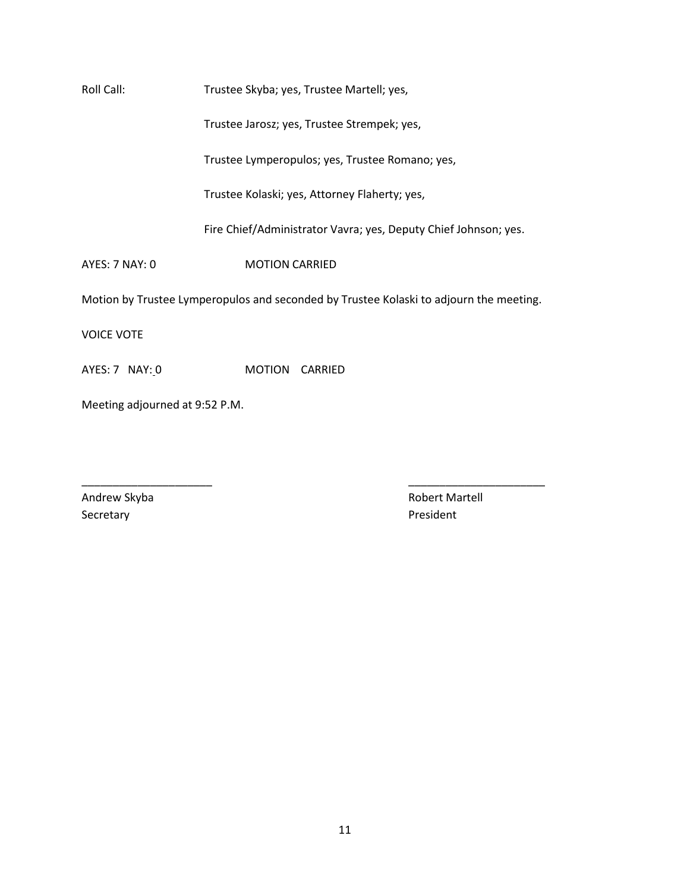Roll Call: Trustee Skyba; yes, Trustee Martell; yes,

Trustee Jarosz; yes, Trustee Strempek; yes,

Trustee Lymperopulos; yes, Trustee Romano; yes,

Trustee Kolaski; yes, Attorney Flaherty; yes,

Fire Chief/Administrator Vavra; yes, Deputy Chief Johnson; yes.

AYES: 7 NAY: 0 MOTION CARRIED

Motion by Trustee Lymperopulos and seconded by Trustee Kolaski to adjourn the meeting.

VOICE VOTE

AYES: 7 NAY: 0 MOTION CARRIED

Meeting adjourned at 9:52 P.M.

_____________________ _____________________

Andrew Skyba
Secretary

Robert Martell
President